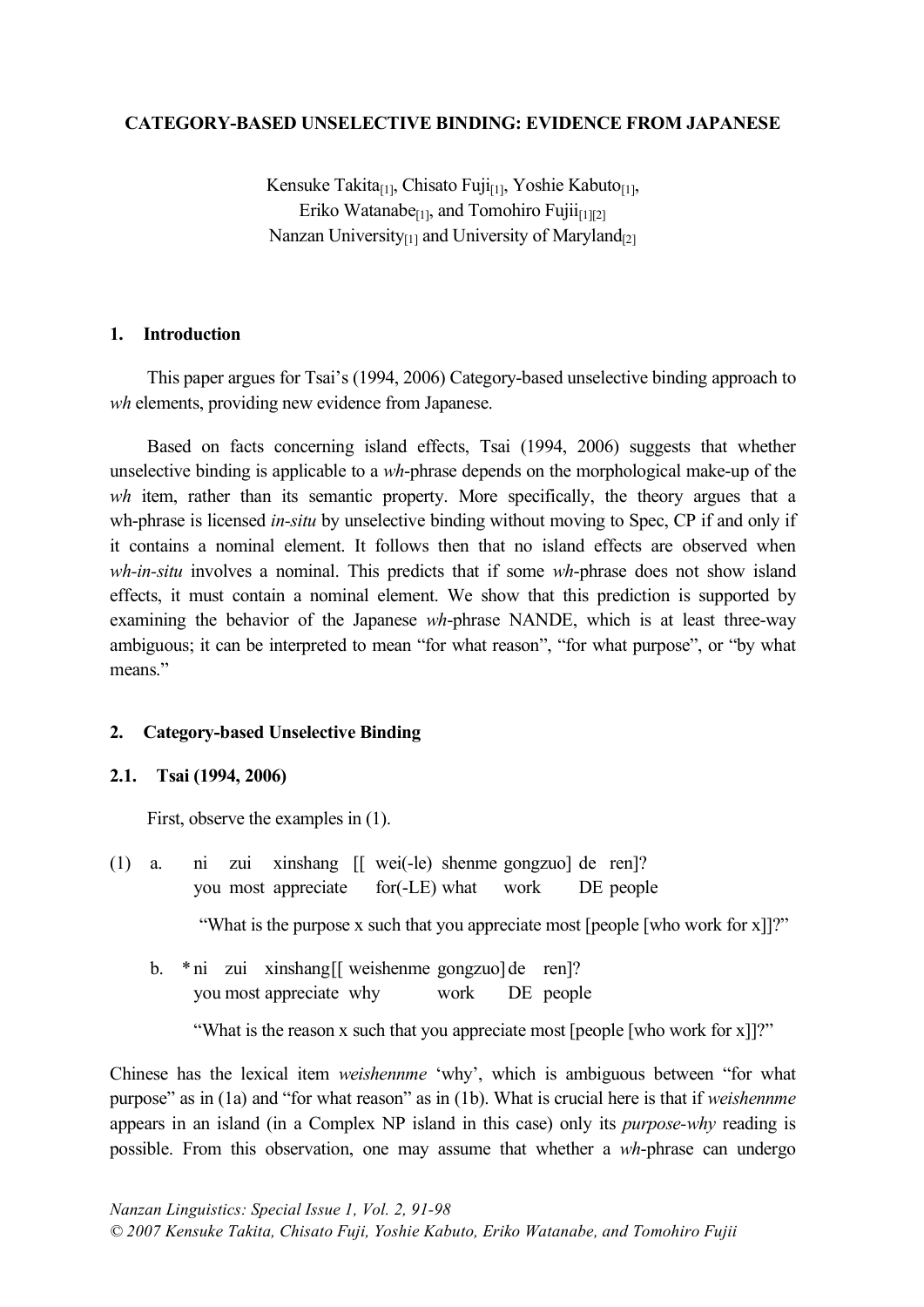# CATEGORY-BASED UNSELECTIVE BINDING: EVIDENCE FROM JAPANESE

Kensuke Takita[1], Chisato Fuji[1], Yoshie Kabuto[1],
Eriko Watanabe[1], and Tomohiro Fujii[1][2]
Nanzan University[1] and University of Maryland[2]

## 1. Introduction

This paper argues for Tsai's (1994, 2006) Category-based unselective binding approach to *wh* elements, providing new evidence from Japanese.

Based on facts concerning island effects, Tsai (1994, 2006) suggests that whether unselective binding is applicable to a *wh*-phrase depends on the morphological make-up of the *wh* item, rather than its semantic property. More specifically, the theory argues that a wh-phrase is licensed *in-situ* by unselective binding without moving to Spec, CP if and only if it contains a nominal element. It follows then that no island effects are observed when *wh-in-situ* involves a nominal. This predicts that if some *wh*-phrase does not show island effects, it must contain a nominal element. We show that this prediction is supported by examining the behavior of the Japanese *wh*-phrase NANDE, which is at least three-way ambiguous; it can be interpreted to mean "for what reason", "for what purpose", or "by what means."

## 2. Category-based Unselective Binding

### 2.1. Tsai (1994, 2006)

First, observe the examples in (1).

(1) a. ni zui xinshang [[ wei(-le) shenme gongzuo] de ren]?
 you most appreciate for(-LE) what work DE people

 "What is the purpose x such that you appreciate most [people [who work for x]]?"

 b. * ni zui xinshang [[ weishenme gongzuo] de ren]?
 you most appreciate why work DE people

 "What is the reason x such that you appreciate most [people [who work for x]]?"

Chinese has the lexical item *weishennme* 'why', which is ambiguous between "for what purpose" as in (1a) and "for what reason" as in (1b). What is crucial here is that if *weishennme* appears in an island (in a Complex NP island in this case) only its *purpose-why* reading is possible. From this observation, one may assume that whether a *wh*-phrase can undergo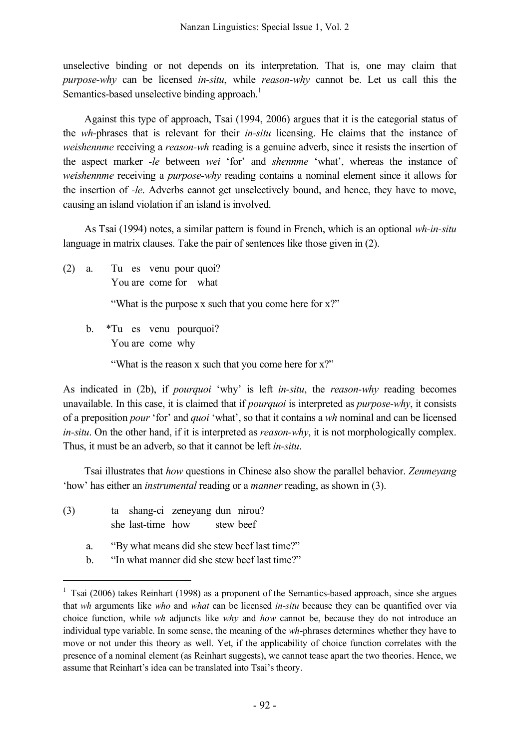unselective binding or not depends on its interpretation. That is, one may claim that *purpose-why* can be licensed *in-situ*, while *reason-why* cannot be. Let us call this the Semantics-based unselective binding approach.[1]

Against this type of approach, Tsai (1994, 2006) argues that it is the categorial status of the *wh*-phrases that is relevant for their *in-situ* licensing. He claims that the instance of *weishennme* receiving a *reason-wh* reading is a genuine adverb, since it resists the insertion of the aspect marker *-le* between *wei* 'for' and *shennme* 'what', whereas the instance of *weishennme* receiving a *purpose-why* reading contains a nominal element since it allows for the insertion of *-le*. Adverbs cannot get unselectively bound, and hence, they have to move, causing an island violation if an island is involved.

As Tsai (1994) notes, a similar pattern is found in French, which is an optional *wh-in-situ* language in matrix clauses. Take the pair of sentences like those given in (2).

(2) a. Tu es venu pour quoi?
You are come for what

"What is the purpose x such that you come here for x?"

b. *Tu es venu pourquoi?
You are come why

"What is the reason x such that you come here for x?"

As indicated in (2b), if *pourquoi* 'why' is left *in-situ*, the *reason-why* reading becomes unavailable. In this case, it is claimed that if *pourquoi* is interpreted as *purpose-why*, it consists of a preposition *pour* 'for' and *quoi* 'what', so that it contains a *wh* nominal and can be licensed *in-situ*. On the other hand, if it is interpreted as *reason-why*, it is not morphologically complex. Thus, it must be an adverb, so that it cannot be left *in-situ*.

Tsai illustrates that *how* questions in Chinese also show the parallel behavior. *Zenmeyang* 'how' has either an *instrumental* reading or a *manner* reading, as shown in (3).

(3) ta shang-ci zeneyang dun nirou?
she last-time how stew beef

a. "By what means did she stew beef last time?"
b. "In what manner did she stew beef last time?"

---

[1] Tsai (2006) takes Reinhart (1998) as a proponent of the Semantics-based approach, since she argues that *wh* arguments like *who* and *what* can be licensed *in-situ* because they can be quantified over via choice function, while *wh* adjuncts like *why* and *how* cannot be, because they do not introduce an individual type variable. In some sense, the meaning of the *wh*-phrases determines whether they have to move or not under this theory as well. Yet, if the applicability of choice function correlates with the presence of a nominal element (as Reinhart suggests), we cannot tease apart the two theories. Hence, we assume that Reinhart's idea can be translated into Tsai's theory.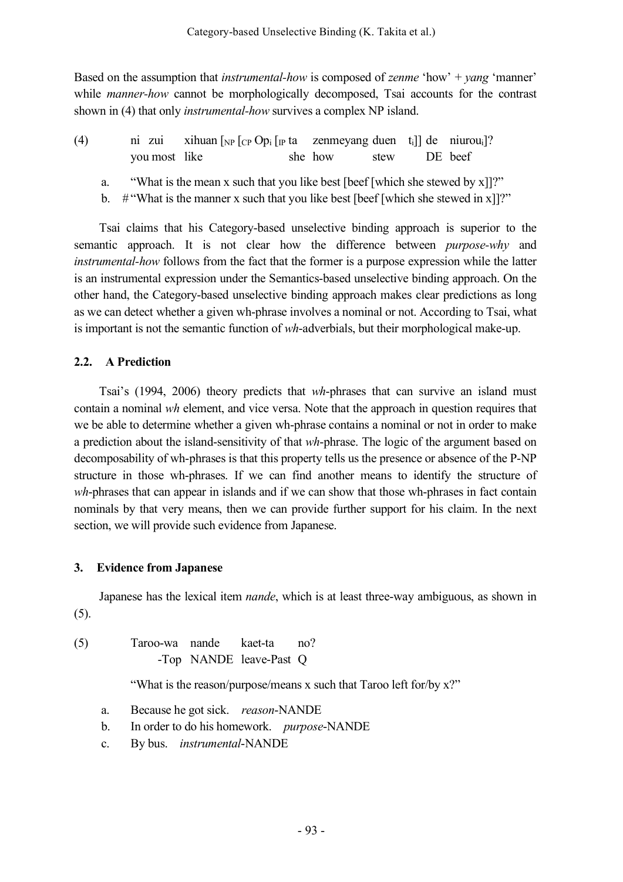Based on the assumption that *instrumental-how* is composed of *zenme* 'how' + *yang* 'manner' while *manner-how* cannot be morphologically decomposed, Tsai accounts for the contrast shown in (4) that only *instrumental-how* survives a complex NP island.

(4) ni zui xihuan [$_{NP}$ [$_{CP}$ Op$_i$ [$_{IP}$ ta zenmeyang duen t$_i$]] de niurou$_i$]?
  you most like she how stew DE beef

  a. "What is the mean x such that you like best [beef [which she stewed by x]]?"
  b. #"What is the manner x such that you like best [beef [which she stewed in x]]?"

Tsai claims that his Category-based unselective binding approach is superior to the semantic approach. It is not clear how the difference between *purpose-why* and *instrumental-how* follows from the fact that the former is a purpose expression while the latter is an instrumental expression under the Semantics-based unselective binding approach. On the other hand, the Category-based unselective binding approach makes clear predictions as long as we can detect whether a given wh-phrase involves a nominal or not. According to Tsai, what is important is not the semantic function of *wh*-adverbials, but their morphological make-up.

## 2.2. A Prediction

Tsai's (1994, 2006) theory predicts that *wh*-phrases that can survive an island must contain a nominal *wh* element, and vice versa. Note that the approach in question requires that we be able to determine whether a given wh-phrase contains a nominal or not in order to make a prediction about the island-sensitivity of that *wh*-phrase. The logic of the argument based on decomposability of wh-phrases is that this property tells us the presence or absence of the P-NP structure in those wh-phrases. If we can find another means to identify the structure of *wh*-phrases that can appear in islands and if we can show that those wh-phrases in fact contain nominals by that very means, then we can provide further support for his claim. In the next section, we will provide such evidence from Japanese.

# 3. Evidence from Japanese

Japanese has the lexical item *nande*, which is at least three-way ambiguous, as shown in (5).

(5) Taroo-wa nande kaet-ta no?
  -Top NANDE leave-Past Q

  "What is the reason/purpose/means x such that Taroo left for/by x?"

  a. Because he got sick. *reason*-NANDE
  b. In order to do his homework. *purpose*-NANDE
  c. By bus. *instrumental*-NANDE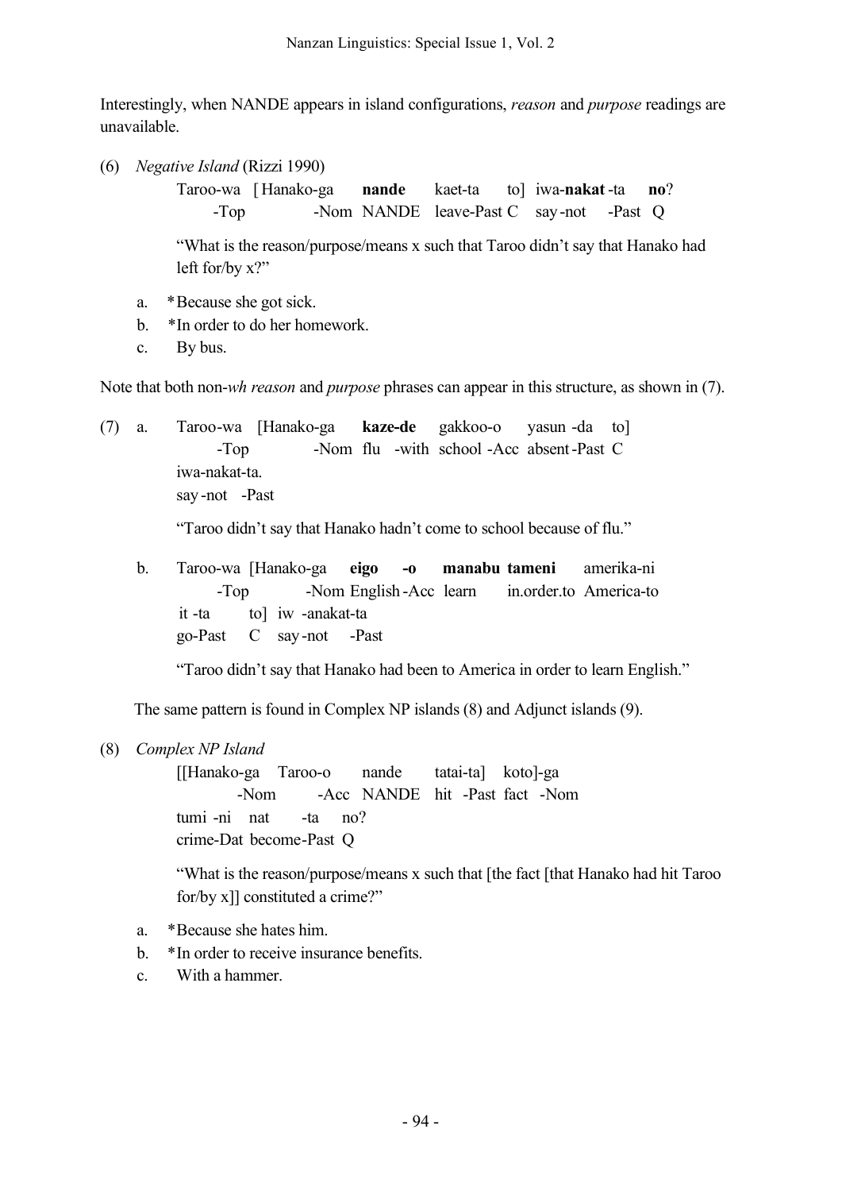Interestingly, when NANDE appears in island configurations, *reason* and *purpose* readings are unavailable.

(6) *Negative Island* (Rizzi 1990)

Taroo-wa [Hanako-ga **nande** kaet-ta to] iwa-**nakat**-ta **no**?
-Top -Nom NANDE leave-Past C say-not -Past Q

"What is the reason/purpose/means x such that Taroo didn't say that Hanako had left for/by x?"

a. *Because she got sick.
b. *In order to do her homework.
c. By bus.

Note that both non-*wh reason* and *purpose* phrases can appear in this structure, as shown in (7).

(7) a. Taroo-wa [Hanako-ga **kaze-de** gakkoo-o yasun-da to] iwa-nakat-ta.
-Top -Nom flu -with school -Acc absent-Past C say-not -Past

"Taroo didn't say that Hanako hadn't come to school because of flu."

b. Taroo-wa [Hanako-ga **eigo -o manabu tameni** amerika-ni it-ta to] iw-anakat-ta
-Top -Nom English-Acc learn in.order.to America-to go-Past C say-not -Past

"Taroo didn't say that Hanako had been to America in order to learn English."

The same pattern is found in Complex NP islands (8) and Adjunct islands (9).

(8) *Complex NP Island*

[[Hanako-ga Taroo-o nande tatai-ta] koto]-ga tumi-ni nat-ta no?
-Nom -Acc NANDE hit -Past fact -Nom crime-Dat become-Past Q

"What is the reason/purpose/means x such that [the fact [that Hanako had hit Taroo for/by x]] constituted a crime?"

a. *Because she hates him.
b. *In order to receive insurance benefits.
c. With a hammer.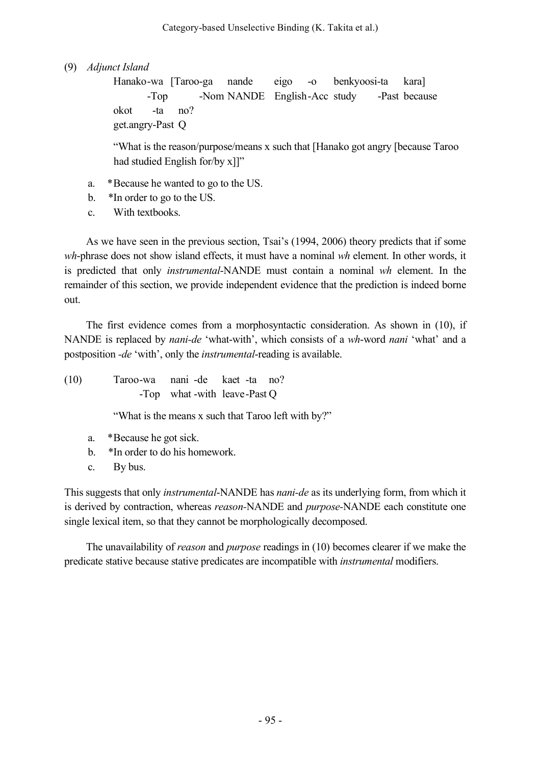(9) *Adjunct Island*

Hanako-wa [Taroo-ga nande eigo -o benkyoosi-ta kara]
-Top -Nom NANDE English-Acc study -Past because
okot -ta no?
get.angry-Past Q

"What is the reason/purpose/means x such that [Hanako got angry [because Taroo had studied English for/by x]]"

a. *Because he wanted to go to the US.
b. *In order to go to the US.
c. With textbooks.

As we have seen in the previous section, Tsai's (1994, 2006) theory predicts that if some *wh*-phrase does not show island effects, it must have a nominal *wh* element. In other words, it is predicted that only *instrumental*-NANDE must contain a nominal *wh* element. In the remainder of this section, we provide independent evidence that the prediction is indeed borne out.

The first evidence comes from a morphosyntactic consideration. As shown in (10), if NANDE is replaced by *nani-de* 'what-with', which consists of a *wh*-word *nani* 'what' and a postposition *-de* 'with', only the *instrumental*-reading is available.

(10) Taroo-wa nani -de kaet -ta no?
-Top what -with leave-Past Q

"What is the means x such that Taroo left with by?"

a. *Because he got sick.
b. *In order to do his homework.
c. By bus.

This suggests that only *instrumental*-NANDE has *nani-de* as its underlying form, from which it is derived by contraction, whereas *reason*-NANDE and *purpose*-NANDE each constitute one single lexical item, so that they cannot be morphologically decomposed.

The unavailability of *reason* and *purpose* readings in (10) becomes clearer if we make the predicate stative because stative predicates are incompatible with *instrumental* modifiers.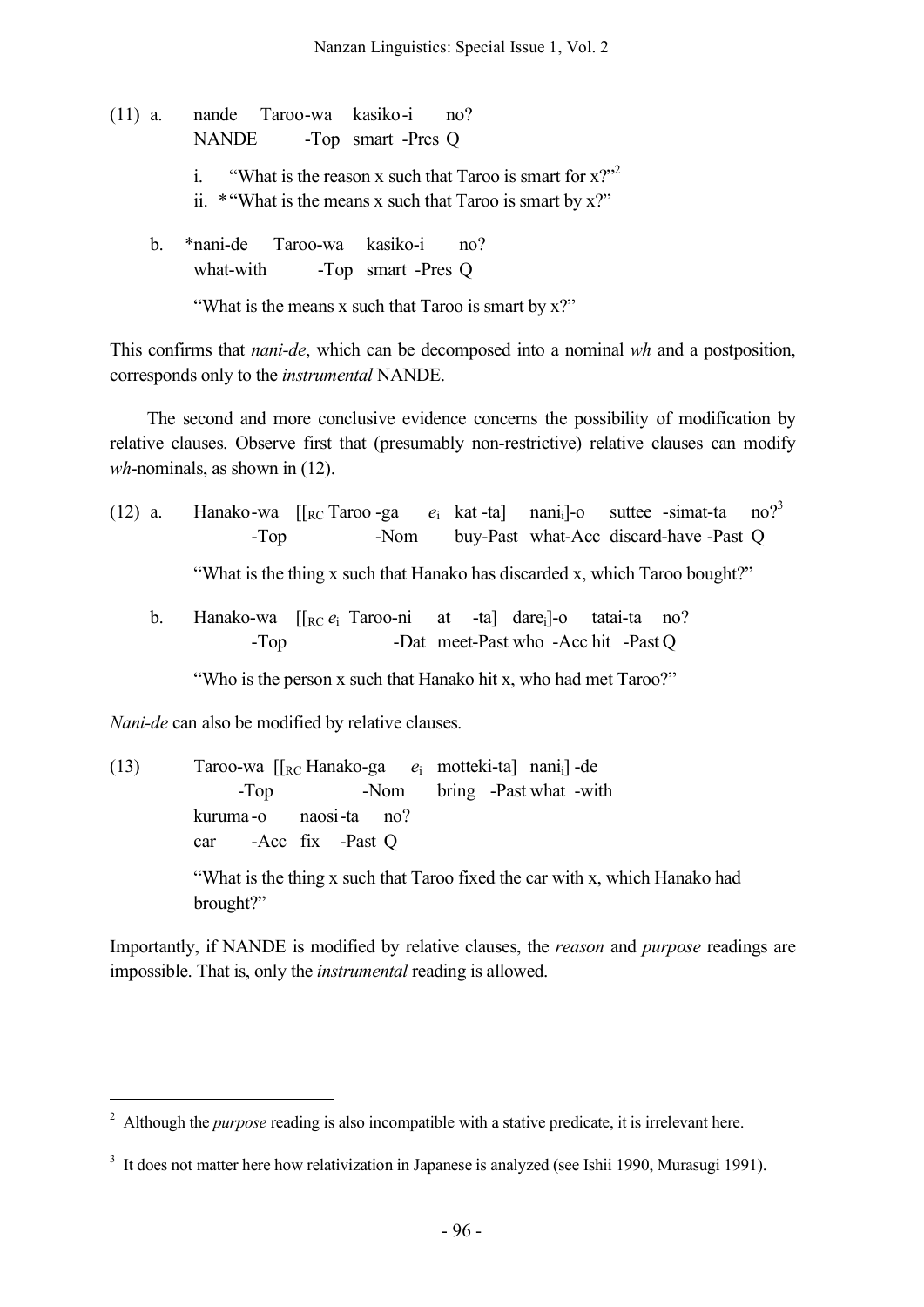(11) a. nande Taroo-wa kasiko-i no?
NANDE -Top smart -Pres Q

i. "What is the reason x such that Taroo is smart for x?"[2]

ii. * "What is the means x such that Taroo is smart by x?"

b. *nani-de Taroo-wa kasiko-i no?
what-with -Top smart -Pres Q

"What is the means x such that Taroo is smart by x?"

This confirms that *nani-de*, which can be decomposed into a nominal *wh* and a postposition, corresponds only to the *instrumental* NANDE.

The second and more conclusive evidence concerns the possibility of modification by relative clauses. Observe first that (presumably non-restrictive) relative clauses can modify *wh*-nominals, as shown in (12).

(12) a. Hanako-wa [[$_{RC}$ Taroo -ga $e_i$ kat -ta] $nani_i$]-o suttee -simat-ta no?[3]
-Top -Nom buy-Past what-Acc discard-have -Past Q

"What is the thing x such that Hanako has discarded x, which Taroo bought?"

b. Hanako-wa [[$_{RC}$ $e_i$ Taroo-ni at -ta] $dare_i$]-o tatai-ta no?
-Top -Dat meet-Past who -Acc hit -Past Q

"Who is the person x such that Hanako hit x, who had met Taroo?"

*Nani-de* can also be modified by relative clauses.

(13) Taroo-wa [[$_{RC}$ Hanako-ga $e_i$ motteki-ta] $nani_i$] -de
-Top -Nom bring -Past what -with
kuruma-o naosi-ta no?
car -Acc fix -Past Q

"What is the thing x such that Taroo fixed the car with x, which Hanako had brought?"

Importantly, if NANDE is modified by relative clauses, the *reason* and *purpose* readings are impossible. That is, only the *instrumental* reading is allowed.

---

[2] Although the *purpose* reading is also incompatible with a stative predicate, it is irrelevant here.

[3] It does not matter here how relativization in Japanese is analyzed (see Ishii 1990, Murasugi 1991).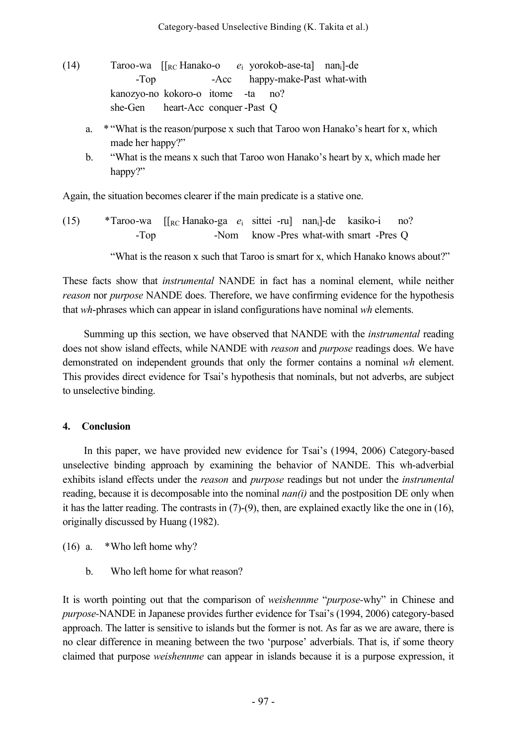(14) Taroo-wa [[$_{RC}$ Hanako-o $e_i$ yorokob-ase-ta] nan$_i$]-de
     -Top -Acc happy-make-Past what-with
     kanozyo-no kokoro-o itome -ta no?
     she-Gen heart-Acc conquer -Past Q

a. * "What is the reason/purpose x such that Taroo won Hanako's heart for x, which made her happy?"

b. "What is the means x such that Taroo won Hanako's heart by x, which made her happy?"

Again, the situation becomes clearer if the main predicate is a stative one.

(15) *Taroo-wa [[$_{RC}$ Hanako-ga $e_i$ sittei -ru] nan$_i$]-de kasiko-i no?
     -Top -Nom know -Pres what-with smart -Pres Q

"What is the reason x such that Taroo is smart for x, which Hanako knows about?"

These facts show that *instrumental* NANDE in fact has a nominal element, while neither *reason* nor *purpose* NANDE does. Therefore, we have confirming evidence for the hypothesis that *wh*-phrases which can appear in island configurations have nominal *wh* elements.

Summing up this section, we have observed that NANDE with the *instrumental* reading does not show island effects, while NANDE with *reason* and *purpose* readings does. We have demonstrated on independent grounds that only the former contains a nominal *wh* element. This provides direct evidence for Tsai's hypothesis that nominals, but not adverbs, are subject to unselective binding.

## 4. Conclusion

In this paper, we have provided new evidence for Tsai's (1994, 2006) Category-based unselective binding approach by examining the behavior of NANDE. This wh-adverbial exhibits island effects under the *reason* and *purpose* readings but not under the *instrumental* reading, because it is decomposable into the nominal *nan(i)* and the postposition DE only when it has the latter reading. The contrasts in (7)-(9), then, are explained exactly like the one in (16), originally discussed by Huang (1982).

(16) a. *Who left home why?

b. Who left home for what reason?

It is worth pointing out that the comparison of *weishennme* "*purpose*-why" in Chinese and *purpose*-NANDE in Japanese provides further evidence for Tsai's (1994, 2006) category-based approach. The latter is sensitive to islands but the former is not. As far as we are aware, there is no clear difference in meaning between the two 'purpose' adverbials. That is, if some theory claimed that purpose *weishennme* can appear in islands because it is a purpose expression, it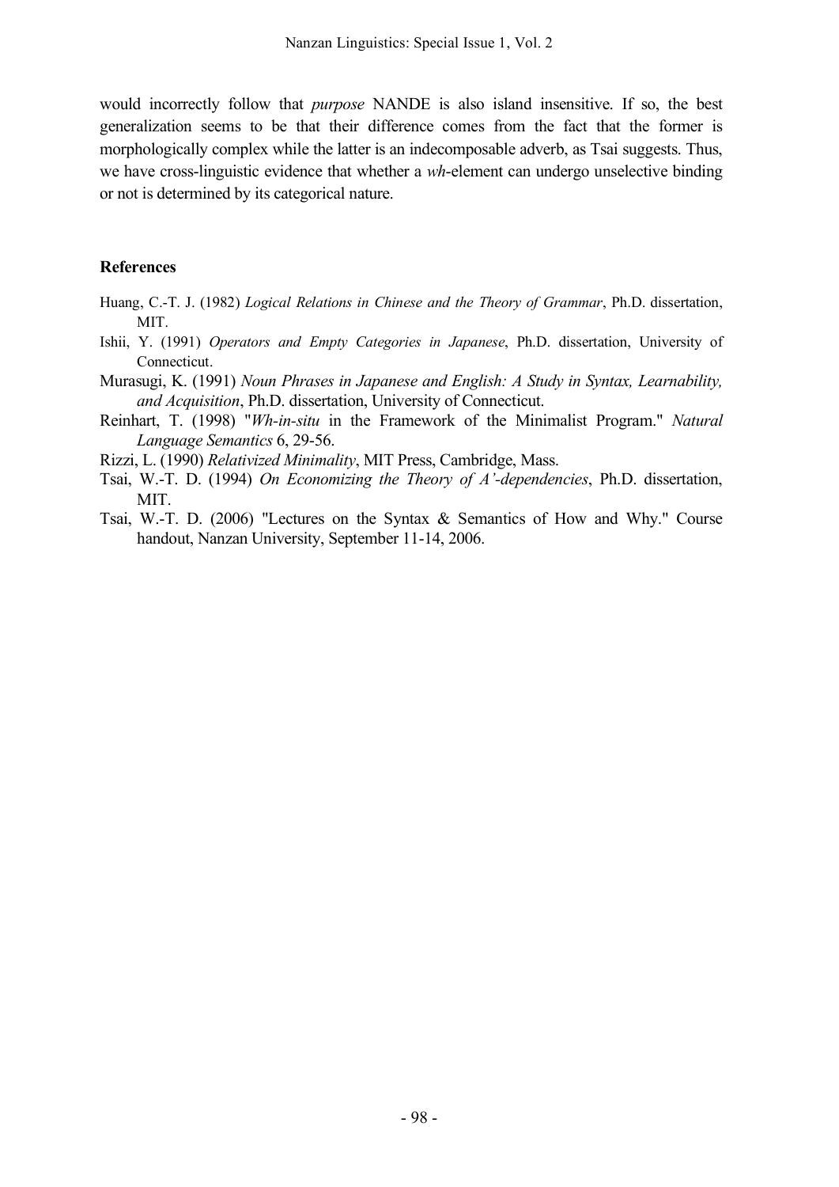would incorrectly follow that *purpose* NANDE is also island insensitive. If so, the best generalization seems to be that their difference comes from the fact that the former is morphologically complex while the latter is an indecomposable adverb, as Tsai suggests. Thus, we have cross-linguistic evidence that whether a *wh*-element can undergo unselective binding or not is determined by its categorical nature.

## References

Huang, C.-T. J. (1982) *Logical Relations in Chinese and the Theory of Grammar*, Ph.D. dissertation, MIT.

Ishii, Y. (1991) *Operators and Empty Categories in Japanese*, Ph.D. dissertation, University of Connecticut.

Murasugi, K. (1991) *Noun Phrases in Japanese and English: A Study in Syntax, Learnability, and Acquisition*, Ph.D. dissertation, University of Connecticut.

Reinhart, T. (1998) "*Wh-in-situ* in the Framework of the Minimalist Program." *Natural Language Semantics* 6, 29-56.

Rizzi, L. (1990) *Relativized Minimality*, MIT Press, Cambridge, Mass.

Tsai, W.-T. D. (1994) *On Economizing the Theory of A'-dependencies*, Ph.D. dissertation, MIT.

Tsai, W.-T. D. (2006) "Lectures on the Syntax & Semantics of How and Why." Course handout, Nanzan University, September 11-14, 2006.